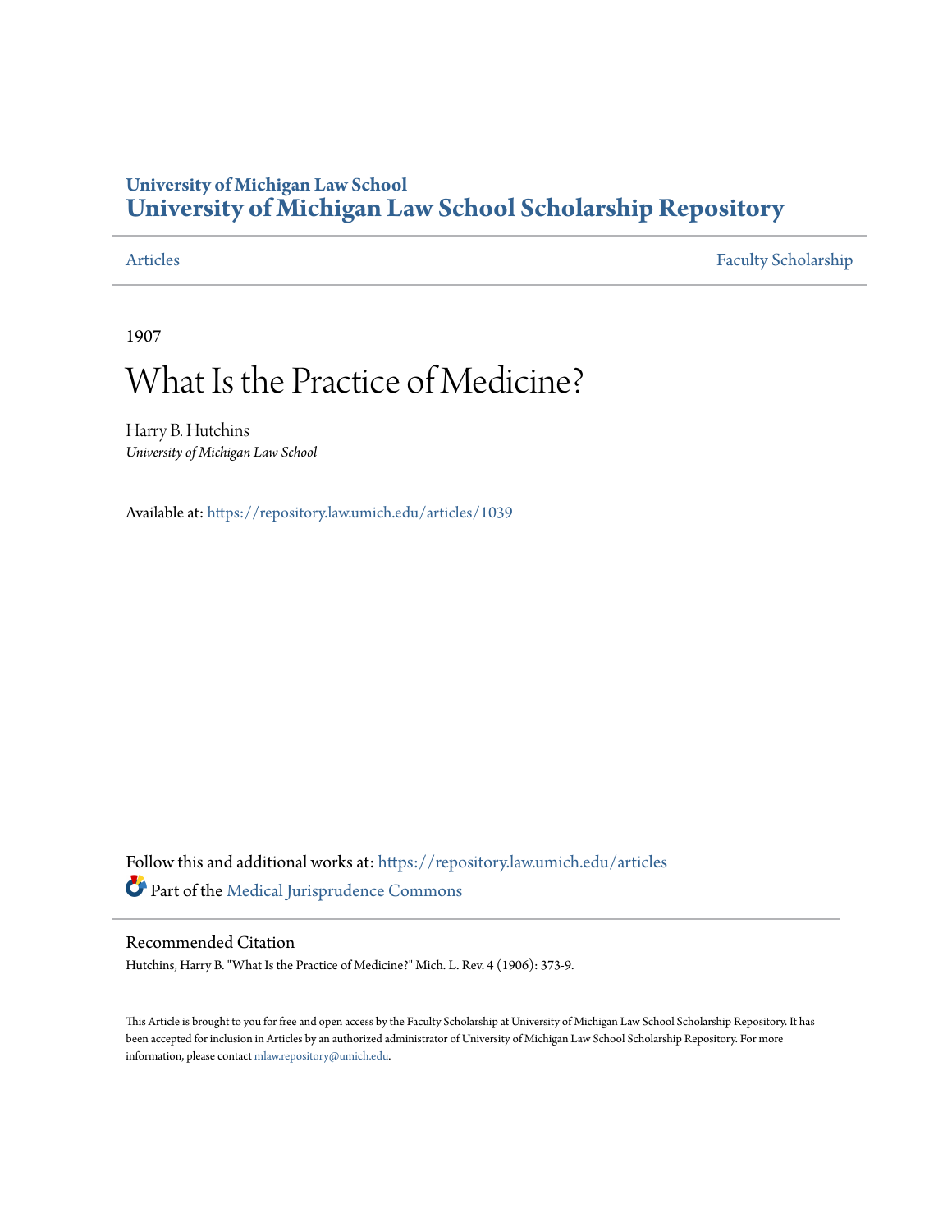# University of Michigan Law School
# University of Michigan Law School Scholarship Repository

Articles | Faculty Scholarship

1907

# What Is the Practice of Medicine?

Harry B. Hutchins
*University of Michigan Law School*

Available at: https://repository.law.umich.edu/articles/1039

Follow this and additional works at: https://repository.law.umich.edu/articles

Part of the Medical Jurisprudence Commons

## Recommended Citation

Hutchins, Harry B. "What Is the Practice of Medicine?" Mich. L. Rev. 4 (1906): 373-9.

This Article is brought to you for free and open access by the Faculty Scholarship at University of Michigan Law School Scholarship Repository. It has been accepted for inclusion in Articles by an authorized administrator of University of Michigan Law School Scholarship Repository. For more information, please contact mlaw.repository@umich.edu.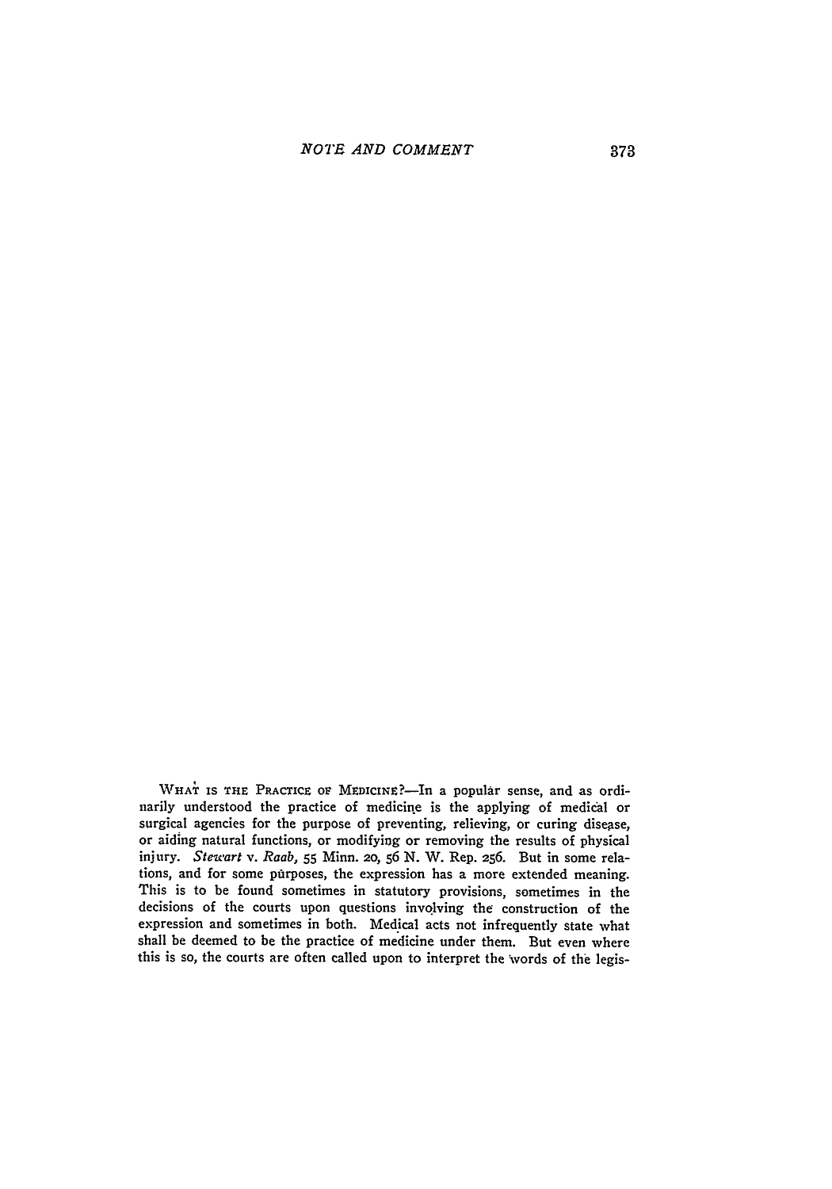WHAT IS THE PRACTICE OF MEDICINE?—In a popular sense, and as ordinarily understood the practice of medicine is the applying of medical or surgical agencies for the purpose of preventing, relieving, or curing disease, or aiding natural functions, or modifying or removing the results of physical injury. *Stewart* v. *Raab*, 55 Minn. 20, 56 N. W. Rep. 256. But in some relations, and for some purposes, the expression has a more extended meaning. This is to be found sometimes in statutory provisions, sometimes in the decisions of the courts upon questions involving the construction of the expression and sometimes in both. Medical acts not infrequently state what shall be deemed to be the practice of medicine under them. But even where this is so, the courts are often called upon to interpret the words of the legis-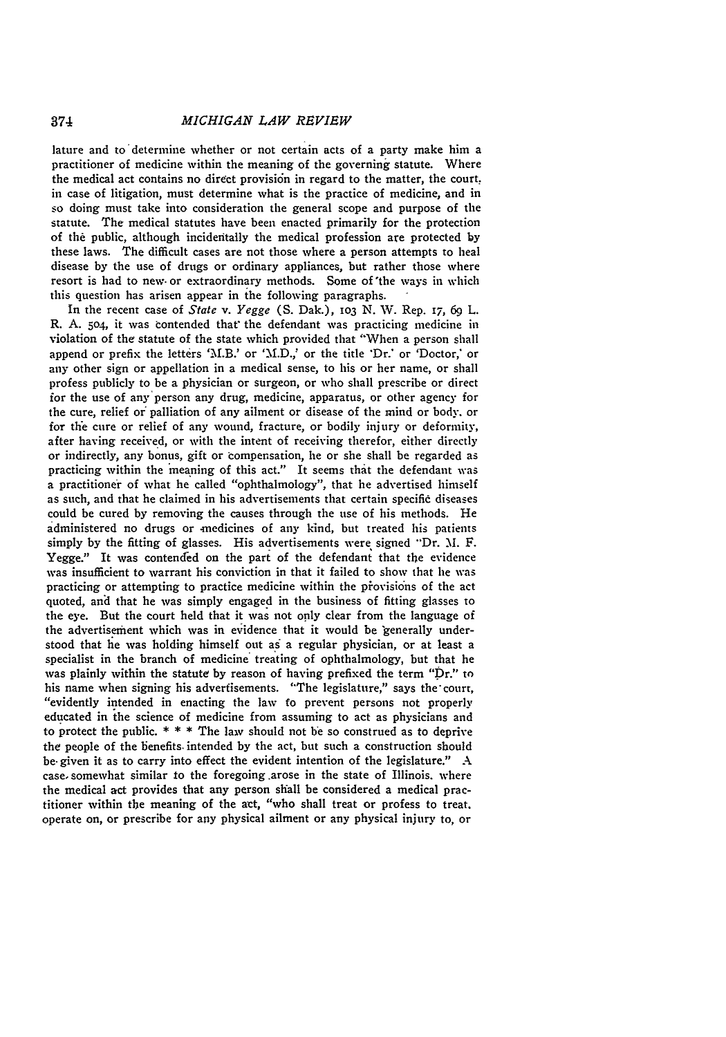lature and to determine whether or not certain acts of a party make him a practitioner of medicine within the meaning of the governing statute. Where the medical act contains no direct provision in regard to the matter, the court, in case of litigation, must determine what is the practice of medicine, and in so doing must take into consideration the general scope and purpose of the statute. The medical statutes have been enacted primarily for the protection of the public, although incidentally the medical profession are protected by these laws. The difficult cases are not those where a person attempts to heal disease by the use of drugs or ordinary appliances, but rather those where resort is had to new or extraordinary methods. Some of the ways in which this question has arisen appear in the following paragraphs.

In the recent case of *State v. Yegge* (S. Dak.), 103 N. W. Rep. 17, 69 L. R. A. 504, it was contended that the defendant was practicing medicine in violation of the statute of the state which provided that "When a person shall append or prefix the letters 'M.B.' or 'M.D.,' or the title 'Dr.' or 'Doctor,' or any other sign or appellation in a medical sense, to his or her name, or shall profess publicly to be a physician or surgeon, or who shall prescribe or direct for the use of any person any drug, medicine, apparatus, or other agency for the cure, relief or palliation of any ailment or disease of the mind or body, or for the cure or relief of any wound, fracture, or bodily injury or deformity, after having received, or with the intent of receiving therefor, either directly or indirectly, any bonus, gift or compensation, he or she shall be regarded as practicing within the meaning of this act." It seems that the defendant was a practitioner of what he called "ophthalmology", that he advertised himself as such, and that he claimed in his advertisements that certain specific diseases could be cured by removing the causes through the use of his methods. He administered no drugs or medicines of any kind, but treated his patients simply by the fitting of glasses. His advertisements were signed "Dr. M. F. Yegge." It was contended on the part of the defendant that the evidence was insufficient to warrant his conviction in that it failed to show that he was practicing or attempting to practice medicine within the provisions of the act quoted, and that he was simply engaged in the business of fitting glasses to the eye. But the court held that it was not only clear from the language of the advertisement which was in evidence that it would be generally understood that he was holding himself out as a regular physician, or at least a specialist in the branch of medicine treating of ophthalmology, but that he was plainly within the statute by reason of having prefixed the term "Dr." to his name when signing his advertisements. "The legislature," says the court, "evidently intended in enacting the law to prevent persons not properly educated in the science of medicine from assuming to act as physicians and to protect the public. * * * The law should not be so construed as to deprive the people of the benefits intended by the act, but such a construction should be given it as to carry into effect the evident intention of the legislature." A case somewhat similar to the foregoing arose in the state of Illinois, where the medical act provides that any person shall be considered a medical practitioner within the meaning of the act, "who shall treat or profess to treat, operate on, or prescribe for any physical ailment or any physical injury to, or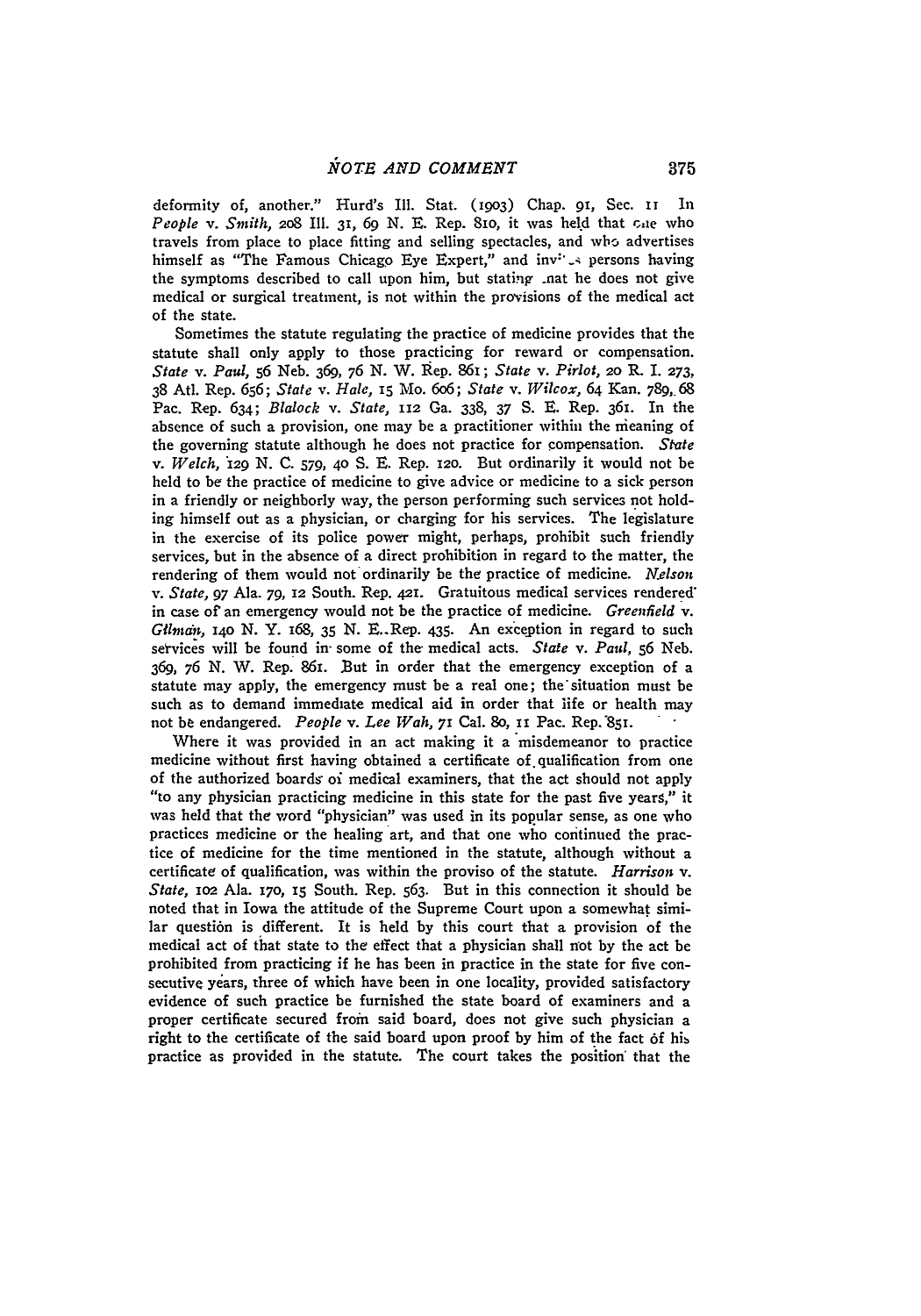deformity of, another." Hurd's Ill. Stat. (1903) Chap. 91, Sec. 11 In *People* v. *Smith,* 208 Ill. 31, 69 N. E. Rep. 810, it was held that one who travels from place to place fitting and selling spectacles, and who advertises himself as "The Famous Chicago Eye Expert," and invites persons having the symptoms described to call upon him, but stating that he does not give medical or surgical treatment, is not within the provisions of the medical act of the state.

Sometimes the statute regulating the practice of medicine provides that the statute shall only apply to those practicing for reward or compensation. *State* v. *Paul,* 56 Neb. 369, 76 N. W. Rep. 861; *State* v. *Pirlot,* 20 R. I. 273, 38 Atl. Rep. 656; *State* v. *Hale,* 15 Mo. 606; *State* v. *Wilcox,* 64 Kan. 789, 68 Pac. Rep. 634; *Blalock* v. *State,* 112 Ga. 338, 37 S. E. Rep. 361. In the absence of such a provision, one may be a practitioner within the meaning of the governing statute although he does not practice for compensation. *State* v. *Welch,* 129 N. C. 579, 40 S. E. Rep. 120. But ordinarily it would not be held to be the practice of medicine to give advice or medicine to a sick person in a friendly or neighborly way, the person performing such services not holding himself out as a physician, or charging for his services. The legislature in the exercise of its police power might, perhaps, prohibit such friendly services, but in the absence of a direct prohibition in regard to the matter, the rendering of them would not ordinarily be the practice of medicine. *Nelson* v. *State,* 97 Ala. 79, 12 South. Rep. 421. Gratuitous medical services rendered in case of an emergency would not be the practice of medicine. *Greenfield* v. *Gilman,* 140 N. Y. 168, 35 N. E. Rep. 435. An exception in regard to such services will be found in some of the medical acts. *State* v. *Paul,* 56 Neb. 369, 76 N. W. Rep. 861. But in order that the emergency exception of a statute may apply, the emergency must be a real one; the situation must be such as to demand immediate medical aid in order that life or health may not be endangered. *People* v. *Lee Wah,* 71 Cal. 80, 11 Pac. Rep. 851.

Where it was provided in an act making it a misdemeanor to practice medicine without first having obtained a certificate of qualification from one of the authorized boards of medical examiners, that the act should not apply "to any physician practicing medicine in this state for the past five years," it was held that the word "physician" was used in its popular sense, as one who practices medicine or the healing art, and that one who continued the practice of medicine for the time mentioned in the statute, although without a certificate of qualification, was within the proviso of the statute. *Harrison* v. *State,* 102 Ala. 170, 15 South. Rep. 563. But in this connection it should be noted that in Iowa the attitude of the Supreme Court upon a somewhat similar question is different. It is held by this court that a provision of the medical act of that state to the effect that a physician shall not by the act be prohibited from practicing if he has been in practice in the state for five consecutive years, three of which have been in one locality, provided satisfactory evidence of such practice be furnished the state board of examiners and a proper certificate secured from said board, does not give such physician a right to the certificate of the said board upon proof by him of the fact of his practice as provided in the statute. The court takes the position that the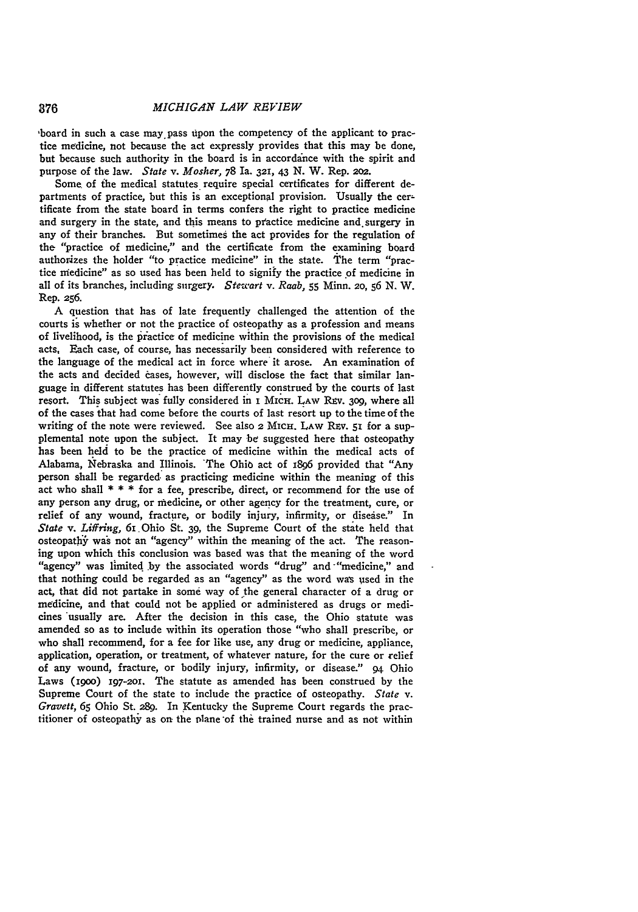board in such a case may pass upon the competency of the applicant to practice medicine, not because the act expressly provides that this may be done, but because such authority in the board is in accordance with the spirit and purpose of the law. *State* v. *Mosher*, 78 Ia. 321, 43 N. W. Rep. 202.

Some of the medical statutes require special certificates for different departments of practice, but this is an exceptional provision. Usually the certificate from the state board in terms confers the right to practice medicine and surgery in the state, and this means to practice medicine and surgery in any of their branches. But sometimes the act provides for the regulation of the "practice of medicine," and the certificate from the examining board authorizes the holder "to practice medicine" in the state. The term "practice medicine" as so used has been held to signify the practice of medicine in all of its branches, including surgery. *Stewart* v. *Raab*, 55 Minn. 20, 56 N. W. Rep. 256.

A question that has of late frequently challenged the attention of the courts is whether or not the practice of osteopathy as a profession and means of livelihood, is the practice of medicine within the provisions of the medical acts. Each case, of course, has necessarily been considered with reference to the language of the medical act in force where it arose. An examination of the acts and decided cases, however, will disclose the fact that similar language in different statutes has been differently construed by the courts of last resort. This subject was fully considered in 1 MICH. LAW REV. 309, where all of the cases that had come before the courts of last resort up to the time of the writing of the note were reviewed. See also 2 MICH. LAW REV. 51 for a supplemental note upon the subject. It may be suggested here that osteopathy has been held to be the practice of medicine within the medical acts of Alabama, Nebraska and Illinois. The Ohio act of 1896 provided that "Any person shall be regarded as practicing medicine within the meaning of this act who shall * * * for a fee, prescribe, direct, or recommend for the use of any person any drug, or medicine, or other agency for the treatment, cure, or relief of any wound, fracture, or bodily injury, infirmity, or disease." In *State* v. *Liffring*, 61 Ohio St. 39, the Supreme Court of the state held that osteopathy was not an "agency" within the meaning of the act. The reasoning upon which this conclusion was based was that the meaning of the word "agency" was limited by the associated words "drug" and "medicine," and that nothing could be regarded as an "agency" as the word was used in the act, that did not partake in some way of the general character of a drug or medicine, and that could not be applied or administered as drugs or medicines usually are. After the decision in this case, the Ohio statute was amended so as to include within its operation those "who shall prescribe, or who shall recommend, for a fee for like use, any drug or medicine, appliance, application, operation, or treatment, of whatever nature, for the cure or relief of any wound, fracture, or bodily injury, infirmity, or disease." 94 Ohio Laws (1900) 197-201. The statute as amended has been construed by the Supreme Court of the state to include the practice of osteopathy. *State* v. *Gravett*, 65 Ohio St. 289. In Kentucky the Supreme Court regards the practitioner of osteopathy as on the plane of the trained nurse and as not within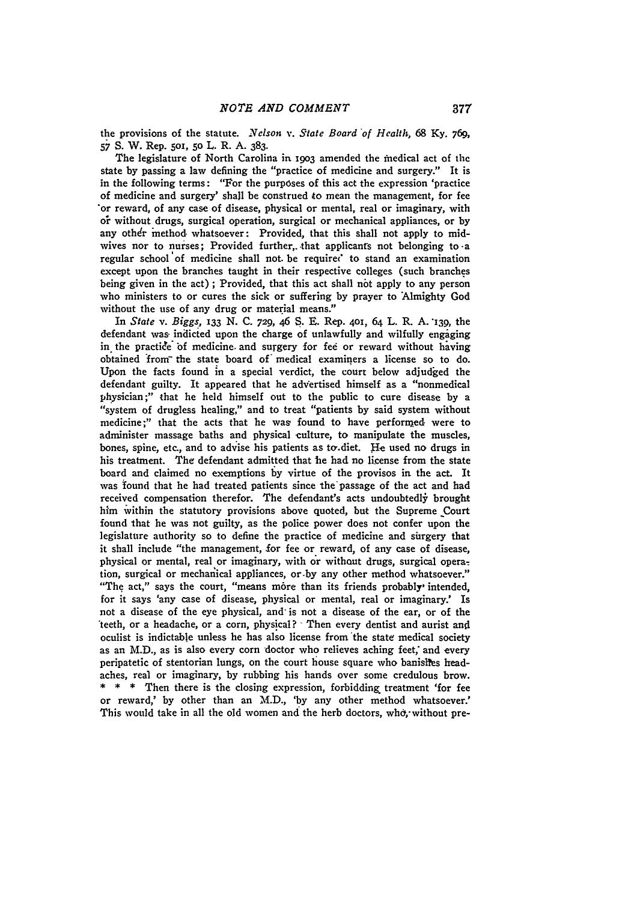the provisions of the statute. *Nelson* v. *State Board of Health*, 68 Ky. 769, 57 S. W. Rep. 501, 50 L. R. A. 383.

The legislature of North Carolina in 1903 amended the medical act of the state by passing a law defining the "practice of medicine and surgery." It is in the following terms: "For the purposes of this act the expression 'practice of medicine and surgery' shall be construed to mean the management, for fee or reward, of any case of disease, physical or mental, real or imaginary, with or without drugs, surgical operation, surgical or mechanical appliances, or by any other method whatsoever: Provided, that this shall not apply to midwives nor to nurses; Provided further, that applicants not belonging to a regular school of medicine shall not be required to stand an examination except upon the branches taught in their respective colleges (such branches being given in the act); Provided, that this act shall not apply to any person who ministers to or cures the sick or suffering by prayer to Almighty God without the use of any drug or material means."

In *State* v. *Biggs*, 133 N. C. 729, 46 S. E. Rep. 401, 64 L. R. A. 139, the defendant was indicted upon the charge of unlawfully and wilfully engaging in the practice of medicine and surgery for fee or reward without having obtained from the state board of medical examiners a license so to do. Upon the facts found in a special verdict, the court below adjudged the defendant guilty. It appeared that he advertised himself as a "nonmedical physician;" that he held himself out to the public to cure disease by a "system of drugless healing," and to treat "patients by said system without medicine;" that the acts that he was found to have performed were to administer massage baths and physical culture, to manipulate the muscles, bones, spine, etc., and to advise his patients as to diet. He used no drugs in his treatment. The defendant admitted that he had no license from the state board and claimed no exemptions by virtue of the provisos in the act. It was found that he had treated patients since the passage of the act and had received compensation therefor. The defendant's acts undoubtedly brought him within the statutory provisions above quoted, but the Supreme Court found that he was not guilty, as the police power does not confer upon the legislature authority so to define the practice of medicine and surgery that it shall include "the management, for fee or reward, of any case of disease, physical or mental, real or imaginary, with or without drugs, surgical operation, surgical or mechanical appliances, or by any other method whatsoever." "The act," says the court, "means more than its friends probably intended, for it says 'any case of disease, physical or mental, real or imaginary.' Is not a disease of the eye physical, and is not a disease of the ear, or of the teeth, or a headache, or a corn, physical? Then every dentist and aurist and oculist is indictable unless he has also license from the state medical society as an M.D., as is also every corn doctor who relieves aching feet, and every peripatetic of stentorian lungs, on the court house square who banishes headaches, real or imaginary, by rubbing his hands over some credulous brow. * * * Then there is the closing expression, forbidding treatment 'for fee or reward,' by other than an M.D., 'by any other method whatsoever.' This would take in all the old women and the herb doctors, who, without pre-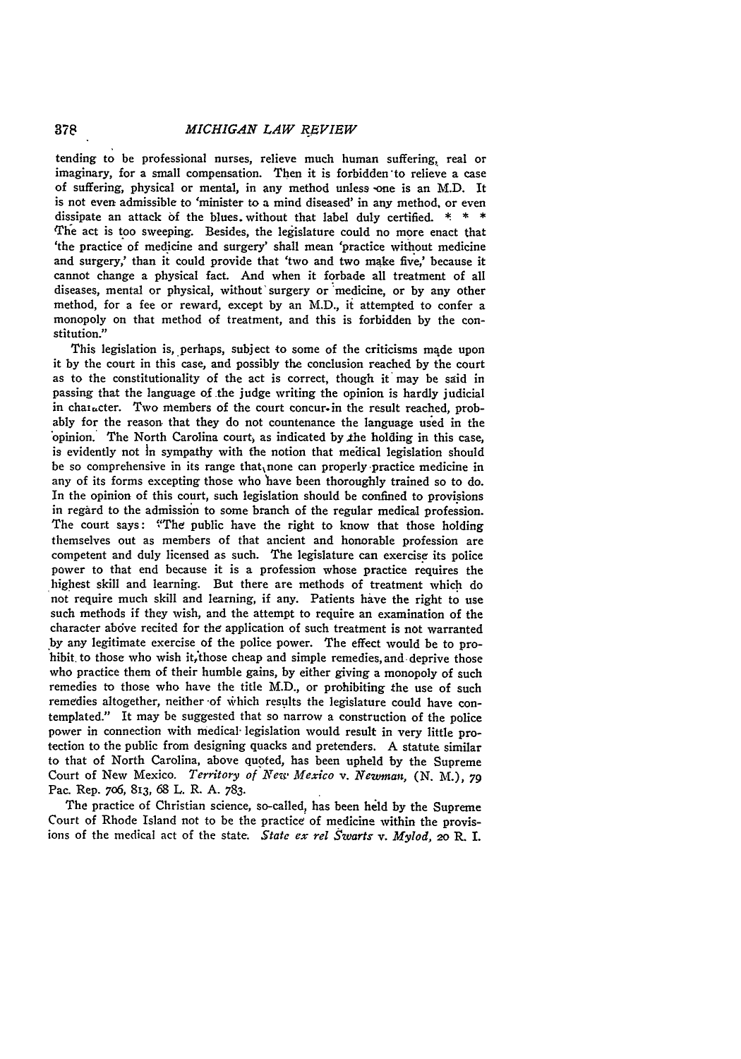tending to be professional nurses, relieve much human suffering, real or imaginary, for a small compensation. Then it is forbidden to relieve a case of suffering, physical or mental, in any method unless one is an M.D. It is not even admissible to 'minister to a mind diseased' in any method, or even dissipate an attack of the blues without that label duly certified. * * * The act is too sweeping. Besides, the legislature could no more enact that 'the practice of medicine and surgery' shall mean 'practice without medicine and surgery,' than it could provide that 'two and two make five,' because it cannot change a physical fact. And when it forbade all treatment of all diseases, mental or physical, without surgery or medicine, or by any other method, for a fee or reward, except by an M.D., it attempted to confer a monopoly on that method of treatment, and this is forbidden by the constitution."

This legislation is, perhaps, subject to some of the criticisms made upon it by the court in this case, and possibly the conclusion reached by the court as to the constitutionality of the act is correct, though it may be said in passing that the language of the judge writing the opinion is hardly judicial in character. Two members of the court concur in the result reached, probably for the reason that they do not countenance the language used in the opinion. The North Carolina court, as indicated by the holding in this case, is evidently not in sympathy with the notion that medical legislation should be so comprehensive in its range that none can properly practice medicine in any of its forms excepting those who have been thoroughly trained so to do. In the opinion of this court, such legislation should be confined to provisions in regard to the admission to some branch of the regular medical profession. The court says: "The public have the right to know that those holding themselves out as members of that ancient and honorable profession are competent and duly licensed as such. The legislature can exercise its police power to that end because it is a profession whose practice requires the highest skill and learning. But there are methods of treatment which do not require much skill and learning, if any. Patients have the right to use such methods if they wish, and the attempt to require an examination of the character above recited for the application of such treatment is not warranted by any legitimate exercise of the police power. The effect would be to prohibit to those who wish it, those cheap and simple remedies, and deprive those who practice them of their humble gains, by either giving a monopoly of such remedies to those who have the title M.D., or prohibiting the use of such remedies altogether, neither of which results the legislature could have contemplated." It may be suggested that so narrow a construction of the police power in connection with medical legislation would result in very little protection to the public from designing quacks and pretenders. A statute similar to that of North Carolina, above quoted, has been upheld by the Supreme Court of New Mexico. *Territory of New Mexico* v. *Newman*, (N. M.), 79 Pac. Rep. 706, 813, 68 L. R. A. 783.

The practice of Christian science, so-called, has been held by the Supreme Court of Rhode Island not to be the practice of medicine within the provisions of the medical act of the state. *State ex rel Swarts* v. *Mylod*, 20 R. I.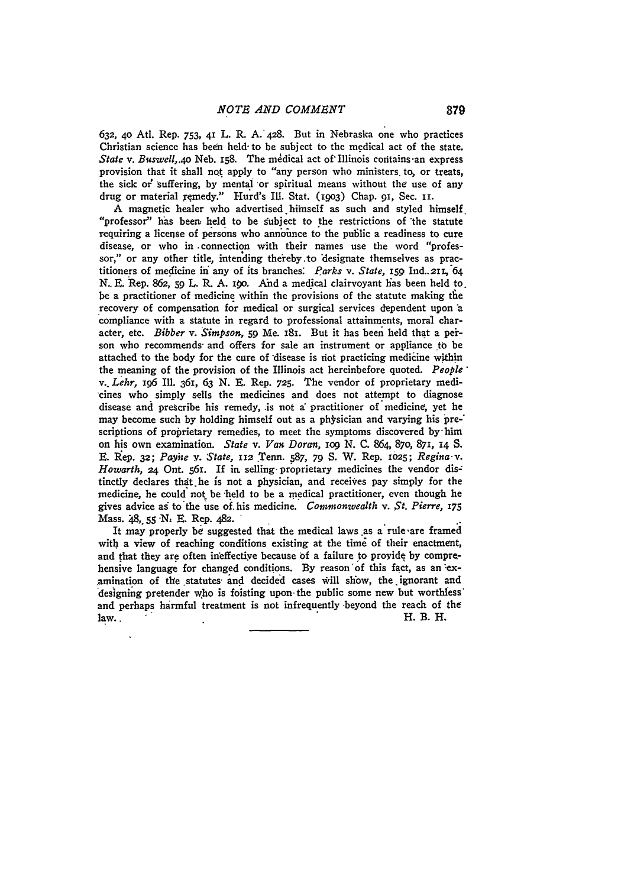632, 40 Atl. Rep. 753, 41 L. R. A. 428. But in Nebraska one who practices Christian science has been held to be subject to the medical act of the state. *State* v. *Buswell*, 40 Neb. 158. The medical act of Illinois contains an express provision that it shall not apply to "any person who ministers to, or treats, the sick or suffering, by mental or spiritual means without the use of any drug or material remedy." Hurd's Ill. Stat. (1903) Chap. 91, Sec. 11.

A magnetic healer who advertised himself as such and styled himself "professor" has been held to be subject to the restrictions of the statute requiring a license of persons who announce to the public a readiness to cure disease, or who in connection with their names use the word "professor," or any other title, intending thereby to designate themselves as practitioners of medicine in any of its branches. *Parks* v. *State*, 159 Ind. 211, 64 N. E. Rep. 862, 59 L. R. A. 190. And a medical clairvoyant has been held to be a practitioner of medicine within the provisions of the statute making the recovery of compensation for medical or surgical services dependent upon a compliance with a statute in regard to professional attainments, moral character, etc. *Bibber* v. *Simpson*, 59 Me. 181. But it has been held that a person who recommends and offers for sale an instrument or appliance to be attached to the body for the cure of disease is not practicing medicine within the meaning of the provision of the Illinois act hereinbefore quoted. *People* v. *Lehr*, 196 Ill. 361, 63 N. E. Rep. 725. The vendor of proprietary medicines who simply sells the medicines and does not attempt to diagnose disease and prescribe his remedy, is not a practitioner of medicine, yet he may become such by holding himself out as a physician and varying his prescriptions of proprietary remedies, to meet the symptoms discovered by him on his own examination. *State* v. *Van Doran*, 109 N. C. 864, 870, 871, 14 S. E. Rep. 32; *Payne* v. *State*, 112 Tenn. 587, 79 S. W. Rep. 1025; *Regina* v. *Howarth*, 24 Ont. 561. If in selling proprietary medicines the vendor distinctly declares that he is not a physician, and receives pay simply for the medicine, he could not be held to be a medical practitioner, even though he gives advice as to the use of his medicine. *Commonwealth* v. *St. Pierre*, 175 Mass. 48, 55 N. E. Rep. 482.

It may properly be suggested that the medical laws as a rule are framed with a view of reaching conditions existing at the time of their enactment, and that they are often ineffective because of a failure to provide by comprehensive language for changed conditions. By reason of this fact, as an examination of the statutes and decided cases will show, the ignorant and designing pretender who is foisting upon the public some new but worthless and perhaps harmful treatment is not infrequently beyond the reach of the law.

H. B. H.